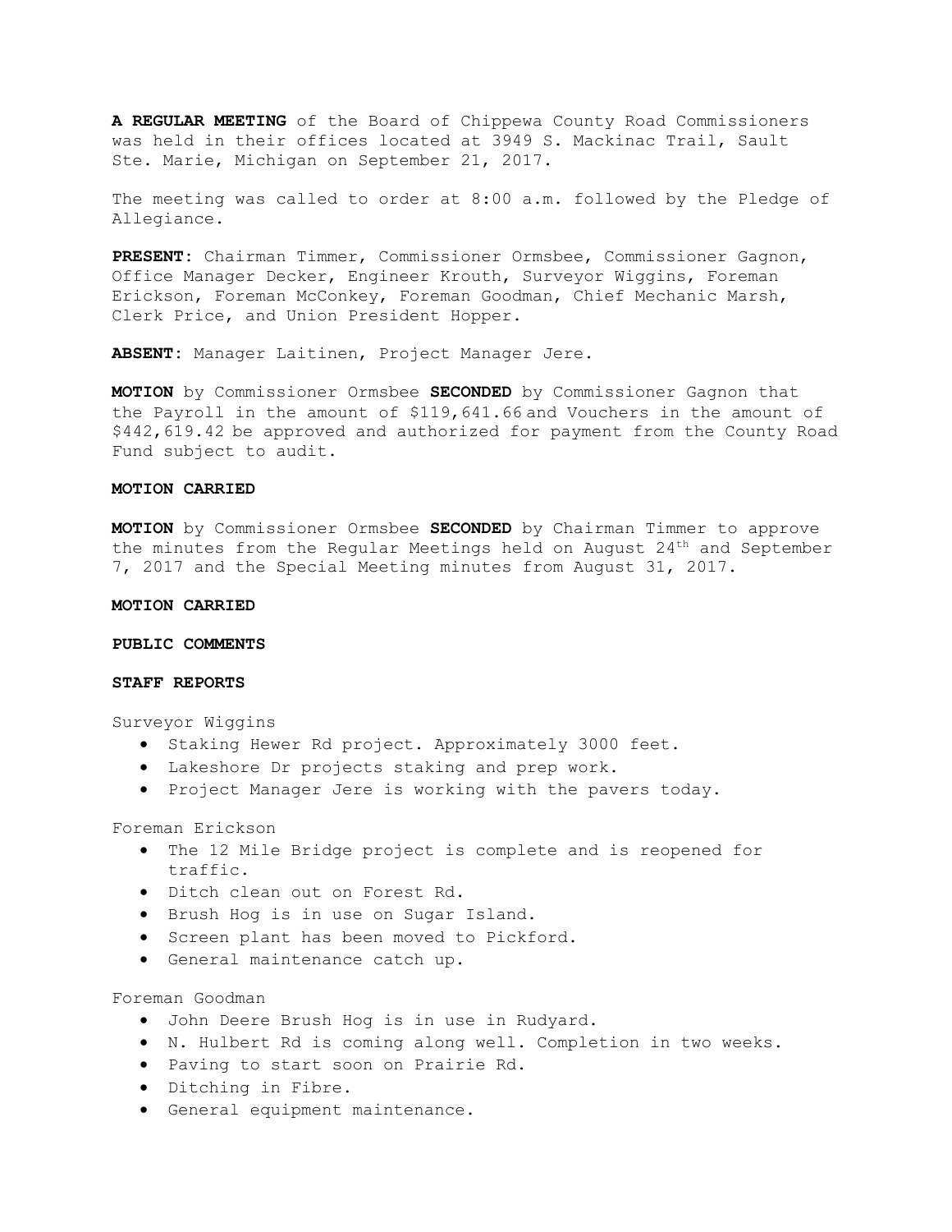**A REGULAR MEETING** of the Board of Chippewa County Road Commissioners was held in their offices located at 3949 S. Mackinac Trail, Sault Ste. Marie, Michigan on September 21, 2017.

The meeting was called to order at 8:00 a.m. followed by the Pledge of Allegiance.

**PRESENT**: Chairman Timmer, Commissioner Ormsbee, Commissioner Gagnon, Office Manager Decker, Engineer Krouth, Surveyor Wiggins, Foreman Erickson, Foreman McConkey, Foreman Goodman, Chief Mechanic Marsh, Clerk Price, and Union President Hopper.

**ABSENT**: Manager Laitinen, Project Manager Jere.

**MOTION** by Commissioner Ormsbee **SECONDED** by Commissioner Gagnon that the Payroll in the amount of $119,641.66 and Vouchers in the amount of $442,619.42 be approved and authorized for payment from the County Road Fund subject to audit.

**MOTION CARRIED**

**MOTION** by Commissioner Ormsbee **SECONDED** by Chairman Timmer to approve the minutes from the Regular Meetings held on August 24th and September 7, 2017 and the Special Meeting minutes from August 31, 2017.

**MOTION CARRIED**

**PUBLIC COMMENTS**

**STAFF REPORTS**

Surveyor Wiggins

- Staking Hewer Rd project. Approximately 3000 feet.
- Lakeshore Dr projects staking and prep work.
- Project Manager Jere is working with the pavers today.

Foreman Erickson

- The 12 Mile Bridge project is complete and is reopened for traffic.
- Ditch clean out on Forest Rd.
- Brush Hog is in use on Sugar Island.
- Screen plant has been moved to Pickford.
- General maintenance catch up.

Foreman Goodman

- John Deere Brush Hog is in use in Rudyard.
- N. Hulbert Rd is coming along well. Completion in two weeks.
- Paving to start soon on Prairie Rd.
- Ditching in Fibre.
- General equipment maintenance.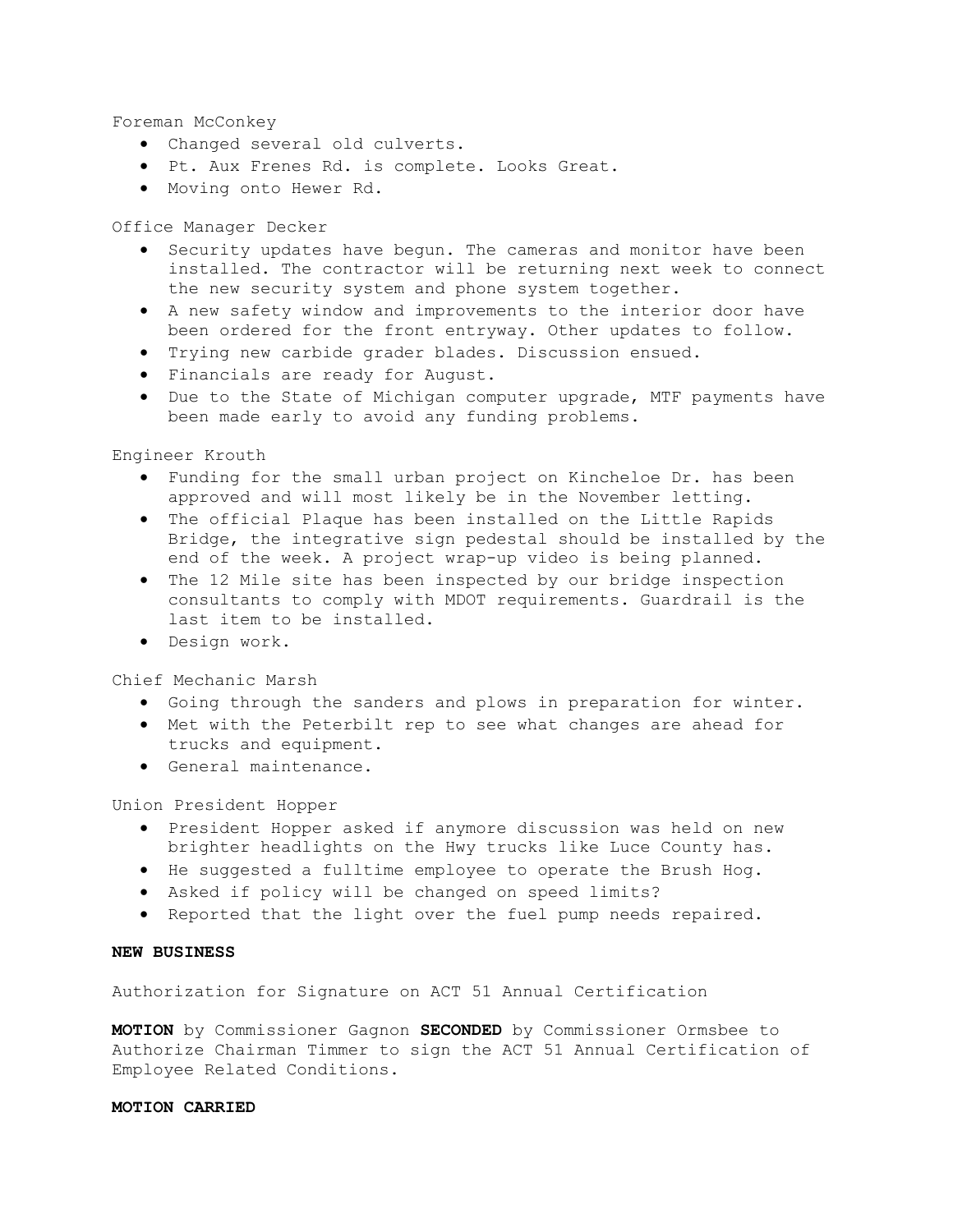Foreman McConkey

- Changed several old culverts.
- Pt. Aux Frenes Rd. is complete. Looks Great.
- Moving onto Hewer Rd.

Office Manager Decker

- Security updates have begun. The cameras and monitor have been installed. The contractor will be returning next week to connect the new security system and phone system together.
- A new safety window and improvements to the interior door have been ordered for the front entryway. Other updates to follow.
- Trying new carbide grader blades. Discussion ensued.
- Financials are ready for August.
- Due to the State of Michigan computer upgrade, MTF payments have been made early to avoid any funding problems.

Engineer Krouth

- Funding for the small urban project on Kincheloe Dr. has been approved and will most likely be in the November letting.
- The official Plaque has been installed on the Little Rapids Bridge, the integrative sign pedestal should be installed by the end of the week. A project wrap-up video is being planned.
- The 12 Mile site has been inspected by our bridge inspection consultants to comply with MDOT requirements. Guardrail is the last item to be installed.
- Design work.

Chief Mechanic Marsh

- Going through the sanders and plows in preparation for winter.
- Met with the Peterbilt rep to see what changes are ahead for trucks and equipment.
- General maintenance.

Union President Hopper

- President Hopper asked if anymore discussion was held on new brighter headlights on the Hwy trucks like Luce County has.
- He suggested a fulltime employee to operate the Brush Hog.
- Asked if policy will be changed on speed limits?
- Reported that the light over the fuel pump needs repaired.

**NEW BUSINESS**

Authorization for Signature on ACT 51 Annual Certification

**MOTION** by Commissioner Gagnon **SECONDED** by Commissioner Ormsbee to Authorize Chairman Timmer to sign the ACT 51 Annual Certification of Employee Related Conditions.

**MOTION CARRIED**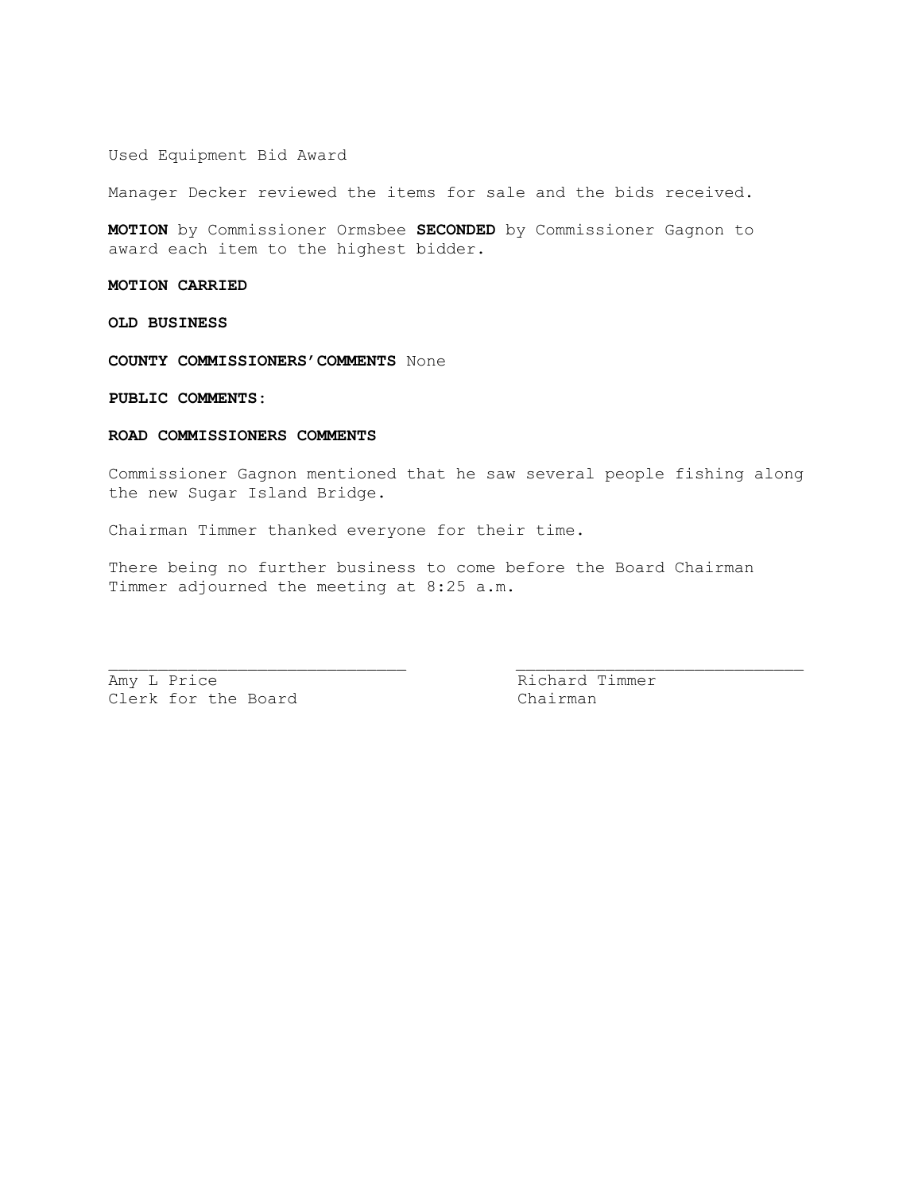Used Equipment Bid Award

Manager Decker reviewed the items for sale and the bids received.

**MOTION** by Commissioner Ormsbee **SECONDED** by Commissioner Gagnon to award each item to the highest bidder.

**MOTION CARRIED**

**OLD BUSINESS**

**COUNTY COMMISSIONERS'COMMENTS** None

**PUBLIC COMMENTS:**

**ROAD COMMISSIONERS COMMENTS**

Commissioner Gagnon mentioned that he saw several people fishing along the new Sugar Island Bridge.

Chairman Timmer thanked everyone for their time.

There being no further business to come before the Board Chairman Timmer adjourned the meeting at 8:25 a.m.

| | |
|---|---|
| _____________________________ | _____________________________ |
| Amy L Price | Richard Timmer |
| Clerk for the Board | Chairman |